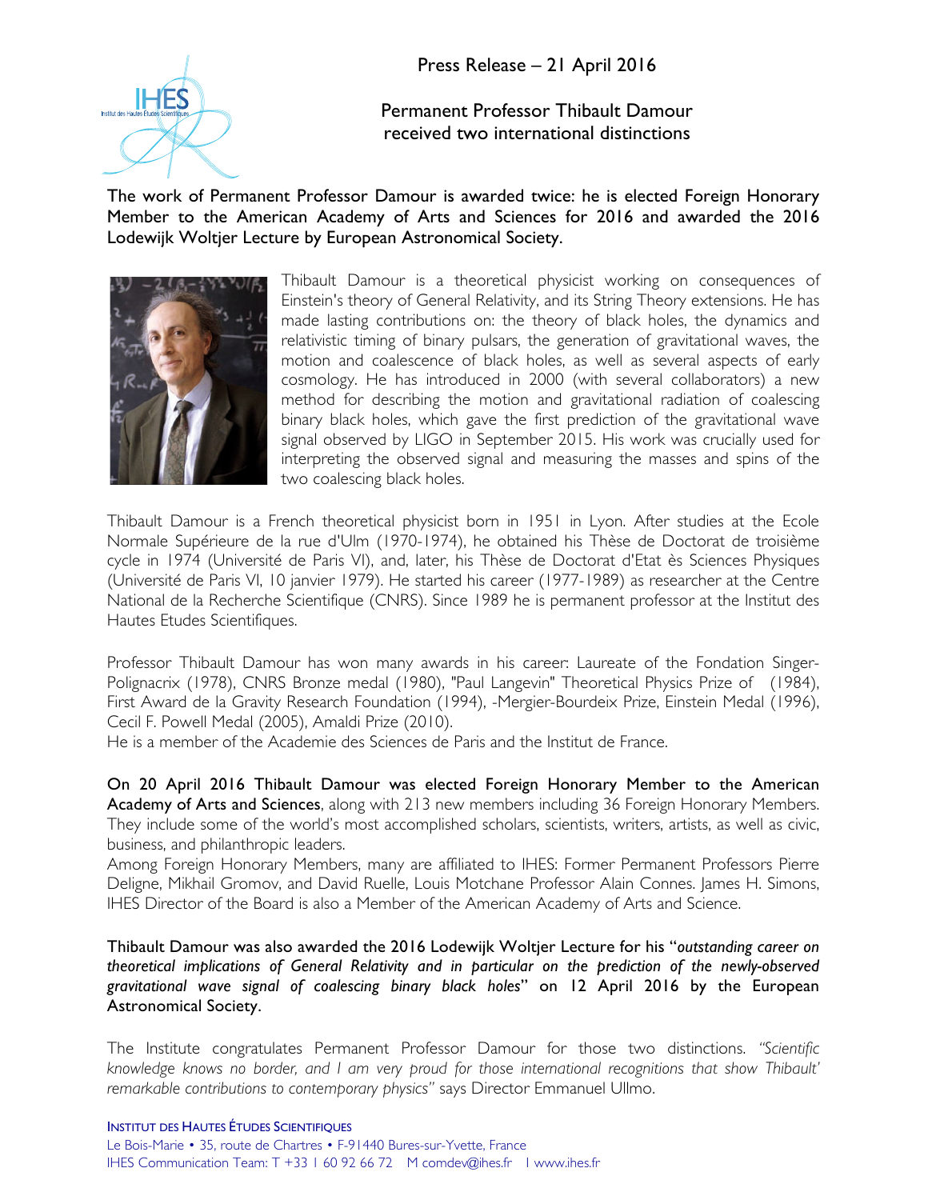Press Release – 21 April 2016

# Permanent Professor Thibault Damour received two international distinctions

**The work of Permanent Professor Damour is awarded twice: he is elected Foreign Honorary Member to the American Academy of Arts and Sciences for 2016 and awarded the 2016 Lodewijk Woltjer Lecture by European Astronomical Society.**

Thibault Damour is a theoretical physicist working on consequences of Einstein's theory of General Relativity, and its String Theory extensions. He has made lasting contributions on: the theory of black holes, the dynamics and relativistic timing of binary pulsars, the generation of gravitational waves, the motion and coalescence of black holes, as well as several aspects of early cosmology. He has introduced in 2000 (with several collaborators) a new method for describing the motion and gravitational radiation of coalescing binary black holes, which gave the first prediction of the gravitational wave signal observed by LIGO in September 2015. His work was crucially used for interpreting the observed signal and measuring the masses and spins of the two coalescing black holes.

Thibault Damour is a French theoretical physicist born in 1951 in Lyon. After studies at the Ecole Normale Supérieure de la rue d'Ulm (1970-1974), he obtained his Thèse de Doctorat de troisième cycle in 1974 (Université de Paris VI), and, later, his Thèse de Doctorat d'Etat ès Sciences Physiques (Université de Paris VI, 10 janvier 1979). He started his career (1977-1989) as researcher at the Centre National de la Recherche Scientifique (CNRS). Since 1989 he is permanent professor at the Institut des Hautes Etudes Scientifiques.

Professor Thibault Damour has won many awards in his career: Laureate of the Fondation Singer-Polignacrix (1978), CNRS Bronze medal (1980), "Paul Langevin" Theoretical Physics Prize of (1984), First Award de la Gravity Research Foundation (1994), -Mergier-Bourdeix Prize, Einstein Medal (1996), Cecil F. Powell Medal (2005), Amaldi Prize (2010).
He is a member of the Academie des Sciences de Paris and the Institut de France.

**On 20 April 2016 Thibault Damour was elected Foreign Honorary Member to the American Academy of Arts and Sciences**, along with 213 new members including 36 Foreign Honorary Members. They include some of the world's most accomplished scholars, scientists, writers, artists, as well as civic, business, and philanthropic leaders.
Among Foreign Honorary Members, many are affiliated to IHES: Former Permanent Professors Pierre Deligne, Mikhail Gromov, and David Ruelle, Louis Motchane Professor Alain Connes. James H. Simons, IHES Director of the Board is also a Member of the American Academy of Arts and Science.

**Thibault Damour was also awarded the 2016 Lodewijk Woltjer Lecture for his "*outstanding career on theoretical implications of General Relativity and in particular on the prediction of the newly-observed gravitational wave signal of coalescing binary black holes*" on 12 April 2016 by the European Astronomical Society.**

The Institute congratulates Permanent Professor Damour for those two distinctions. *"Scientific knowledge knows no border, and I am very proud for those international recognitions that show Thibault' remarkable contributions to contemporary physics"* says Director Emmanuel Ullmo.

INSTITUT DES HAUTES ÉTUDES SCIENTIFIQUES
Le Bois-Marie • 35, route de Chartres • F-91440 Bures-sur-Yvette, France
IHES Communication Team: T +33 1 60 92 66 72 M comdev@ihes.fr I www.ihes.fr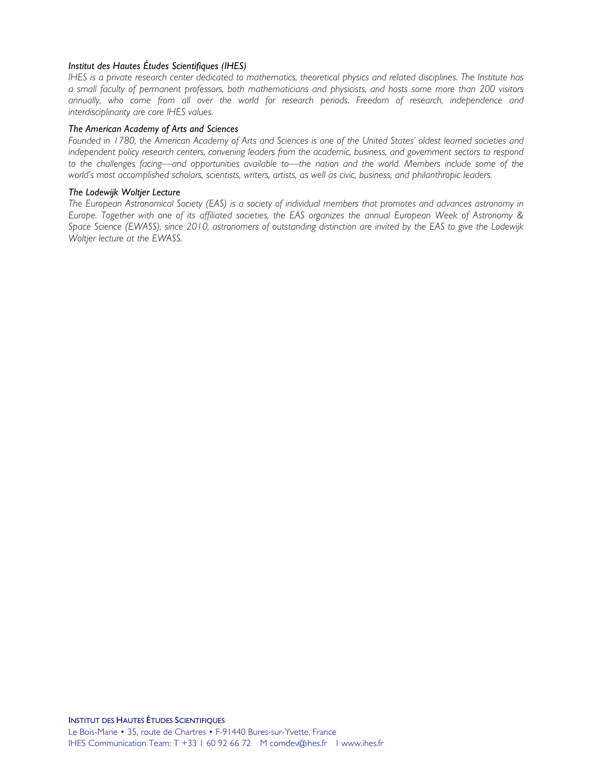*Institut des Hautes Études Scientifiques (IHES)*

*IHES is a private research center dedicated to mathematics, theoretical physics and related disciplines. The Institute has a small faculty of permanent professors, both mathematicians and physicists, and hosts some more than 200 visitors annually, who come from all over the world for research periods. Freedom of research, independence and interdisciplinarity are core IHES values.*

*The American Academy of Arts and Sciences*

*Founded in 1780, the American Academy of Arts and Sciences is one of the United States' oldest learned societies and independent policy research centers, convening leaders from the academic, business, and government sectors to respond to the challenges facing—and opportunities available to—the nation and the world. Members include some of the world's most accomplished scholars, scientists, writers, artists, as well as civic, business, and philanthropic leaders.*

*The Lodewijk Woltjer Lecture*

*The European Astronomical Society (EAS) is a society of individual members that promotes and advances astronomy in Europe. Together with one of its affiliated societies, the EAS organizes the annual European Week of Astronomy & Space Science (EWASS), since 2010, astronomers of outstanding distinction are invited by the EAS to give the Lodewijk Woltjer lecture at the EWASS.*

INSTITUT DES HAUTES ÉTUDES SCIENTIFIQUES
Le Bois-Marie • 35, route de Chartres • F-91440 Bures-sur-Yvette, France
IHES Communication Team: T +33 1 60 92 66 72 M comdev@ihes.fr I www.ihes.fr